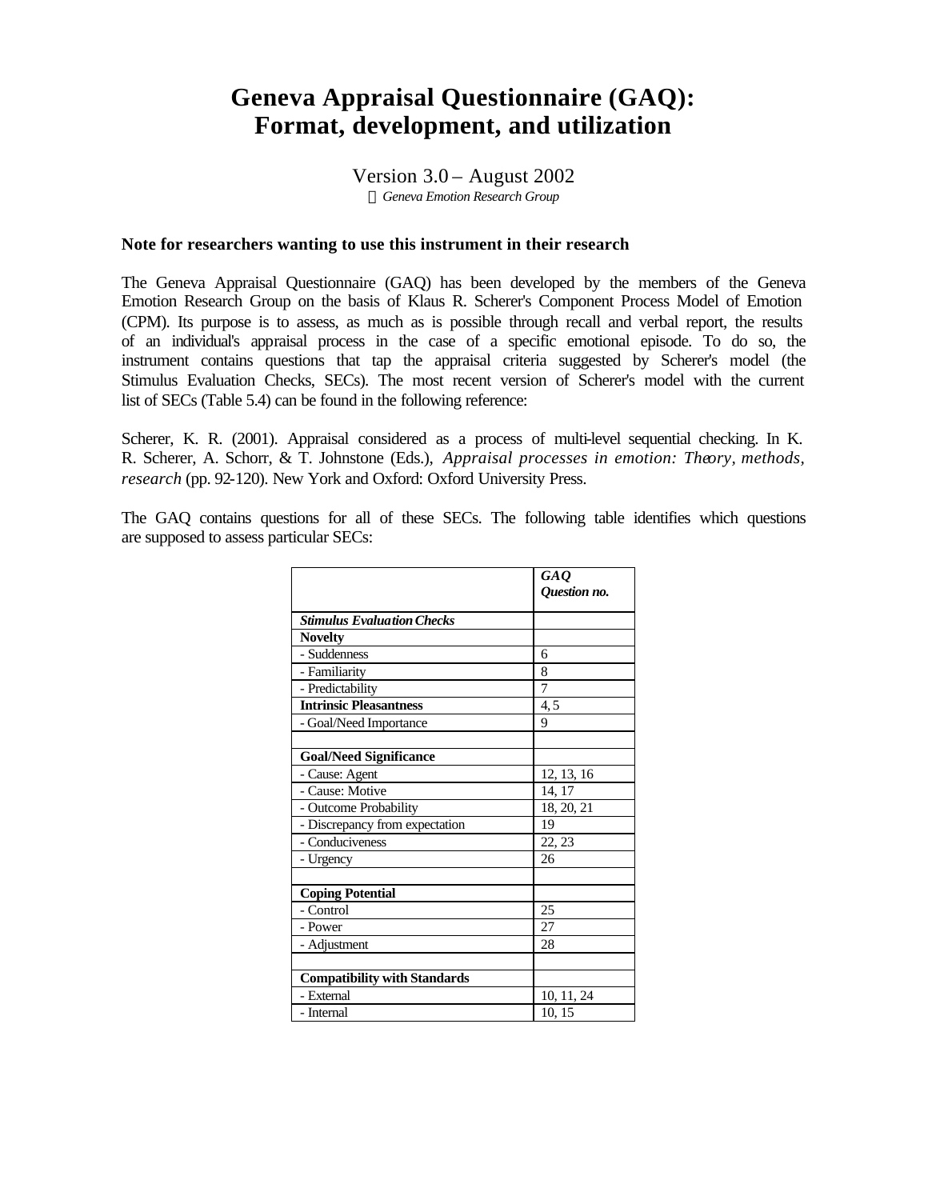# Geneva Appraisal Questionnaire (GAQ): Format, development, and utilization

Version 3.0 – August 2002

*Geneva Emotion Research Group*

**Note for researchers wanting to use this instrument in their research**

The Geneva Appraisal Questionnaire (GAQ) has been developed by the members of the Geneva Emotion Research Group on the basis of Klaus R. Scherer's Component Process Model of Emotion (CPM). Its purpose is to assess, as much as is possible through recall and verbal report, the results of an individual's appraisal process in the case of a specific emotional episode. To do so, the instrument contains questions that tap the appraisal criteria suggested by Scherer's model (the Stimulus Evaluation Checks, SECs). The most recent version of Scherer's model with the current list of SECs (Table 5.4) can be found in the following reference:

Scherer, K. R. (2001). Appraisal considered as a process of multi-level sequential checking. In K. R. Scherer, A. Schorr, & T. Johnstone (Eds.), *Appraisal processes in emotion: Theory, methods, research* (pp. 92-120). New York and Oxford: Oxford University Press.

The GAQ contains questions for all of these SECs. The following table identifies which questions are supposed to assess particular SECs:

| | *GAQ Question no.* |
|---|---|
| ***Stimulus Evaluation Checks*** | |
| **Novelty** | |
| - Suddenness | 6 |
| - Familiarity | 8 |
| - Predictability | 7 |
| **Intrinsic Pleasantness** | 4, 5 |
| - Goal/Need Importance | 9 |
| | |
| **Goal/Need Significance** | |
| - Cause: Agent | 12, 13, 16 |
| - Cause: Motive | 14, 17 |
| - Outcome Probability | 18, 20, 21 |
| - Discrepancy from expectation | 19 |
| - Conduciveness | 22, 23 |
| - Urgency | 26 |
| | |
| **Coping Potential** | |
| - Control | 25 |
| - Power | 27 |
| - Adjustment | 28 |
| | |
| **Compatibility with Standards** | |
| - External | 10, 11, 24 |
| - Internal | 10, 15 |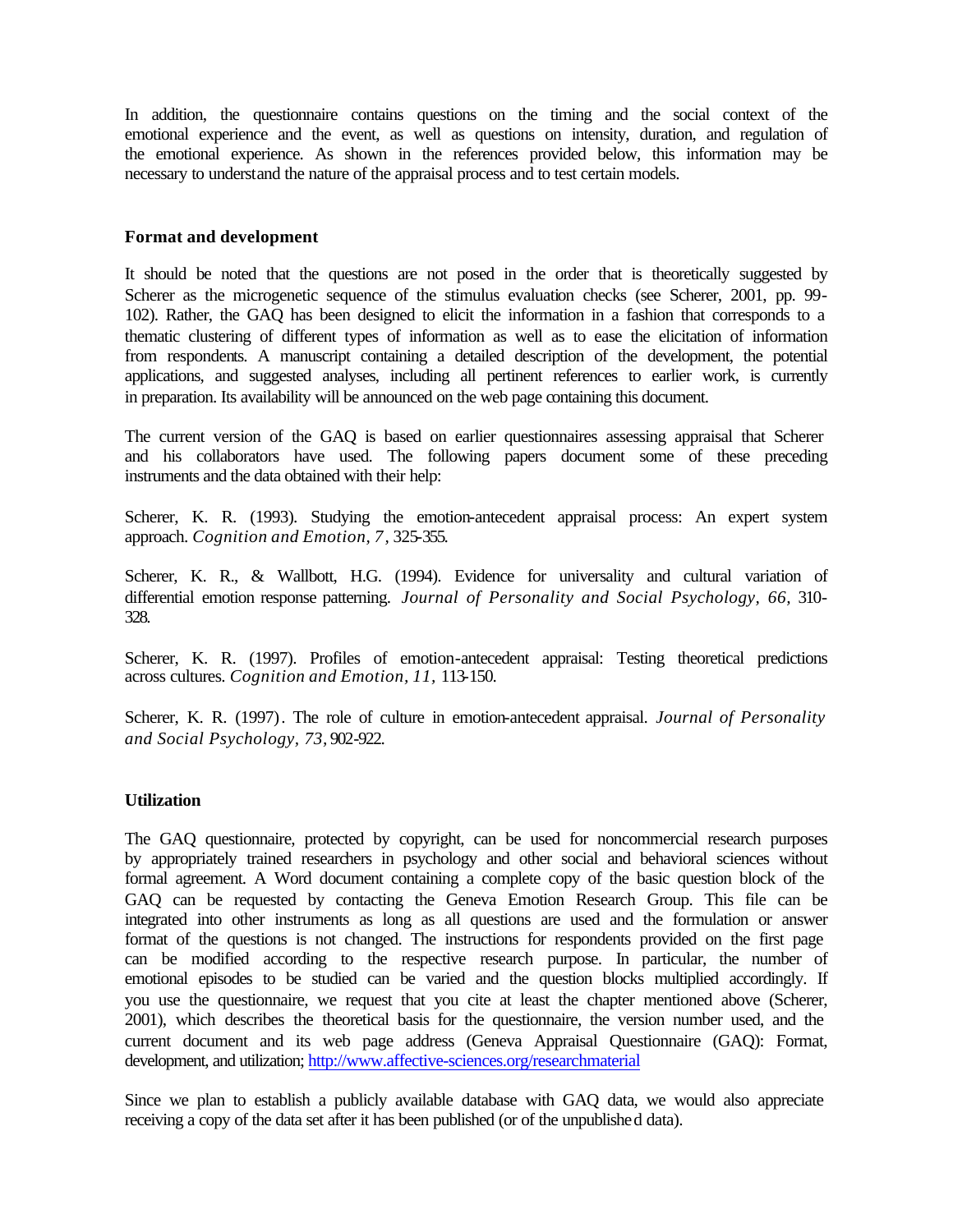In addition, the questionnaire contains questions on the timing and the social context of the emotional experience and the event, as well as questions on intensity, duration, and regulation of the emotional experience. As shown in the references provided below, this information may be necessary to understand the nature of the appraisal process and to test certain models.

## Format and development

It should be noted that the questions are not posed in the order that is theoretically suggested by Scherer as the microgenetic sequence of the stimulus evaluation checks (see Scherer, 2001, pp. 99-102). Rather, the GAQ has been designed to elicit the information in a fashion that corresponds to a thematic clustering of different types of information as well as to ease the elicitation of information from respondents. A manuscript containing a detailed description of the development, the potential applications, and suggested analyses, including all pertinent references to earlier work, is currently in preparation. Its availability will be announced on the web page containing this document.

The current version of the GAQ is based on earlier questionnaires assessing appraisal that Scherer and his collaborators have used. The following papers document some of these preceding instruments and the data obtained with their help:

Scherer, K. R. (1993). Studying the emotion-antecedent appraisal process: An expert system approach. *Cognition and Emotion, 7,* 325-355.

Scherer, K. R., & Wallbott, H.G. (1994). Evidence for universality and cultural variation of differential emotion response patterning. *Journal of Personality and Social Psychology, 66,* 310-328.

Scherer, K. R. (1997). Profiles of emotion-antecedent appraisal: Testing theoretical predictions across cultures. *Cognition and Emotion, 11,* 113-150.

Scherer, K. R. (1997). The role of culture in emotion-antecedent appraisal. *Journal of Personality and Social Psychology, 73,* 902-922.

## Utilization

The GAQ questionnaire, protected by copyright, can be used for noncommercial research purposes by appropriately trained researchers in psychology and other social and behavioral sciences without formal agreement. A Word document containing a complete copy of the basic question block of the GAQ can be requested by contacting the Geneva Emotion Research Group. This file can be integrated into other instruments as long as all questions are used and the formulation or answer format of the questions is not changed. The instructions for respondents provided on the first page can be modified according to the respective research purpose. In particular, the number of emotional episodes to be studied can be varied and the question blocks multiplied accordingly. If you use the questionnaire, we request that you cite at least the chapter mentioned above (Scherer, 2001), which describes the theoretical basis for the questionnaire, the version number used, and the current document and its web page address (Geneva Appraisal Questionnaire (GAQ): Format, development, and utilization; http://www.affective-sciences.org/researchmaterial

Since we plan to establish a publicly available database with GAQ data, we would also appreciate receiving a copy of the data set after it has been published (or of the unpublished data).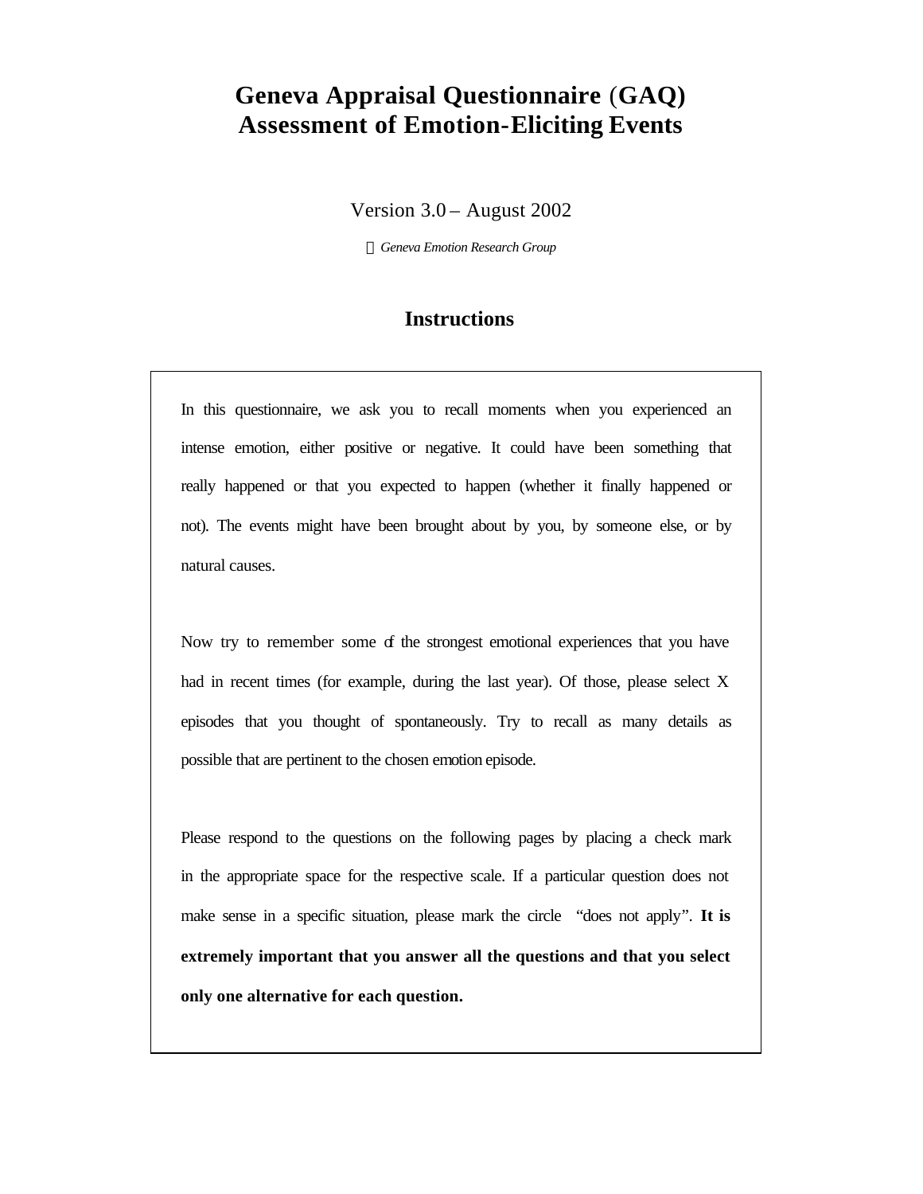# Geneva Appraisal Questionnaire (GAQ)
# Assessment of Emotion-Eliciting Events

Version 3.0 – August 2002

© *Geneva Emotion Research Group*

## Instructions

In this questionnaire, we ask you to recall moments when you experienced an intense emotion, either positive or negative. It could have been something that really happened or that you expected to happen (whether it finally happened or not). The events might have been brought about by you, by someone else, or by natural causes.

Now try to remember some of the strongest emotional experiences that you have had in recent times (for example, during the last year). Of those, please select X episodes that you thought of spontaneously. Try to recall as many details as possible that are pertinent to the chosen emotion episode.

Please respond to the questions on the following pages by placing a check mark in the appropriate space for the respective scale. If a particular question does not make sense in a specific situation, please mark the circle "does not apply". **It is extremely important that you answer all the questions and that you select only one alternative for each question.**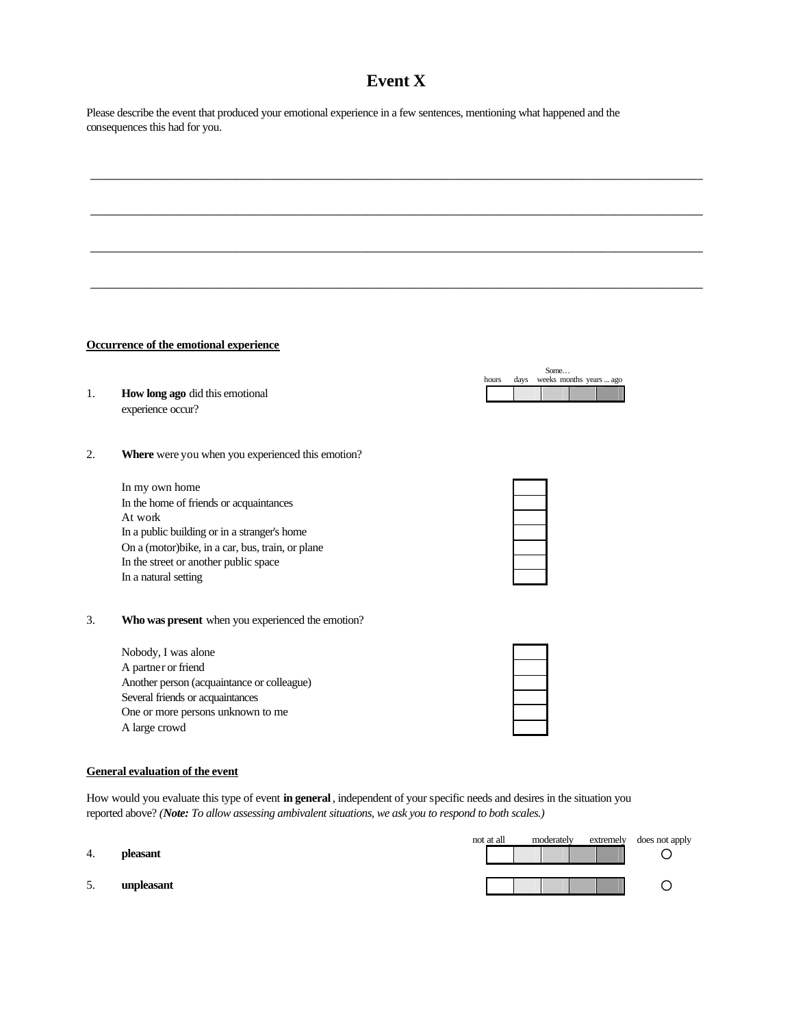# Event X

Please describe the event that produced your emotional experience in a few sentences, mentioning what happened and the consequences this had for you.

\_\_\_\_\_\_\_\_\_\_\_\_\_\_\_\_\_\_\_\_\_\_\_\_\_\_\_\_\_\_\_\_\_\_\_\_\_\_\_\_\_\_\_\_\_\_\_\_\_\_\_\_\_\_\_\_\_\_\_\_\_\_\_\_\_\_\_\_\_\_\_\_\_\_\_\_

\_\_\_\_\_\_\_\_\_\_\_\_\_\_\_\_\_\_\_\_\_\_\_\_\_\_\_\_\_\_\_\_\_\_\_\_\_\_\_\_\_\_\_\_\_\_\_\_\_\_\_\_\_\_\_\_\_\_\_\_\_\_\_\_\_\_\_\_\_\_\_\_\_\_\_\_

\_\_\_\_\_\_\_\_\_\_\_\_\_\_\_\_\_\_\_\_\_\_\_\_\_\_\_\_\_\_\_\_\_\_\_\_\_\_\_\_\_\_\_\_\_\_\_\_\_\_\_\_\_\_\_\_\_\_\_\_\_\_\_\_\_\_\_\_\_\_\_\_\_\_\_\_

\_\_\_\_\_\_\_\_\_\_\_\_\_\_\_\_\_\_\_\_\_\_\_\_\_\_\_\_\_\_\_\_\_\_\_\_\_\_\_\_\_\_\_\_\_\_\_\_\_\_\_\_\_\_\_\_\_\_\_\_\_\_\_\_\_\_\_\_\_\_\_\_\_\_\_\_

**Occurrence of the emotional experience**

| | | Some… hours | days | weeks | months | years ... ago |
|---|---|---|---|---|---|---|
| 1. | **How long ago** did this emotional experience occur? | ☐ | ☐ | ☐ | ☐ | ☐ |

2. **Where** were you when you experienced this emotion?

| | |
|---|---|
| In my own home | ☐ |
| In the home of friends or acquaintances | ☐ |
| At work | ☐ |
| In a public building or in a stranger's home | ☐ |
| On a (motor)bike, in a car, bus, train, or plane | ☐ |
| In the street or another public space | ☐ |
| In a natural setting | ☐ |

3. **Who was present** when you experienced the emotion?

| | |
|---|---|
| Nobody, I was alone | ☐ |
| A partner or friend | ☐ |
| Another person (acquaintance or colleague) | ☐ |
| Several friends or acquaintances | ☐ |
| One or more persons unknown to me | ☐ |
| A large crowd | ☐ |

**General evaluation of the event**

How would you evaluate this type of event **in general**, independent of your specific needs and desires in the situation you reported above? *(**Note:** To allow assessing ambivalent situations, we ask you to respond to both scales.)*

| | | not at all | | moderately | | extremely | does not apply |
|---|---|---|---|---|---|---|---|
| 4. | **pleasant** | ☐ | ☐ | ☐ | ☐ | ☐ | ○ |
| 5. | **unpleasant** | ☐ | ☐ | ☐ | ☐ | ☐ | ○ |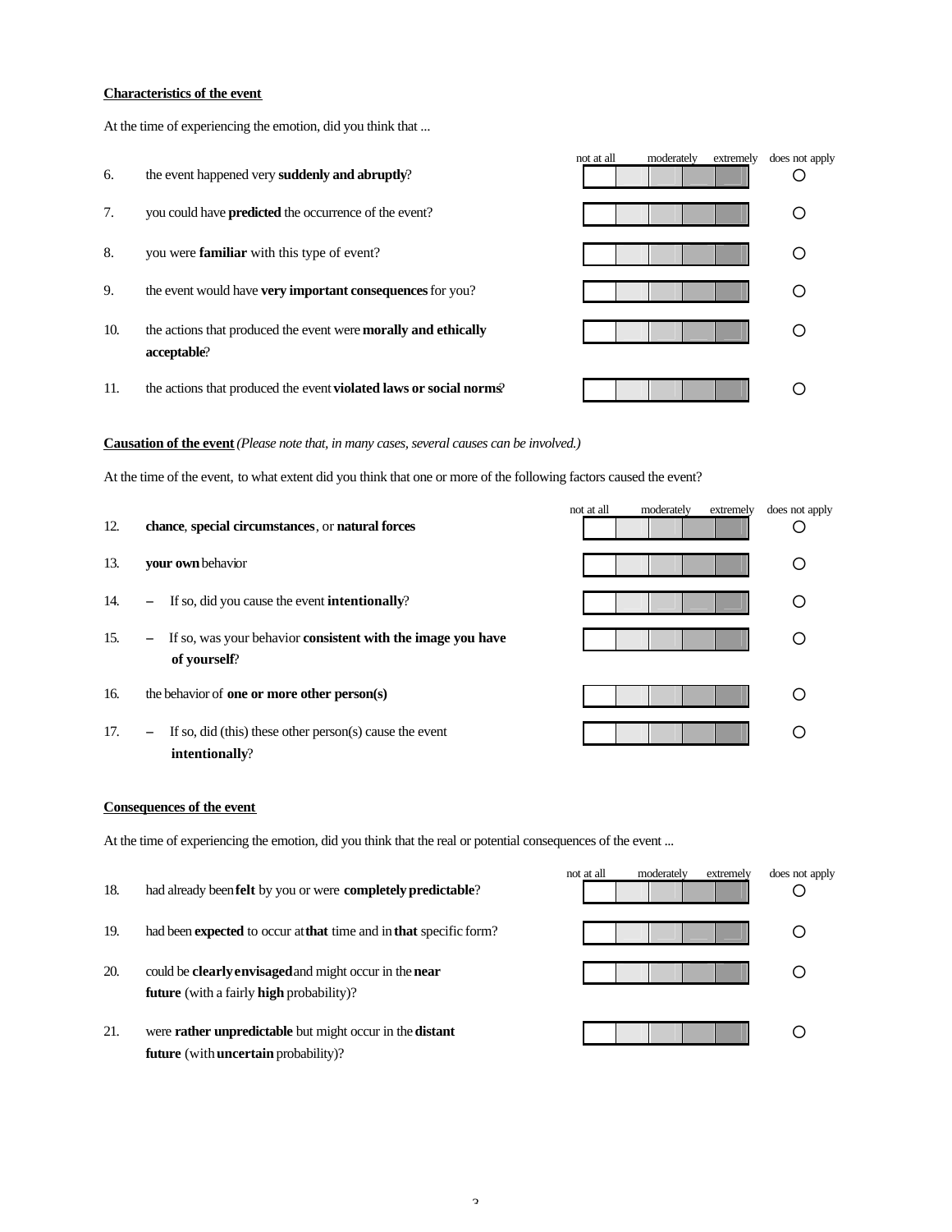**Characteristics of the event**

At the time of experiencing the emotion, did you think that ...

| | | not at all | | moderately | | extremely | does not apply |
|---|---|---|---|---|---|---|---|
| 6. | the event happened very **suddenly and abruptly**? | | | | | | ○ |
| 7. | you could have **predicted** the occurrence of the event? | | | | | | ○ |
| 8. | you were **familiar** with this type of event? | | | | | | ○ |
| 9. | the event would have **very important consequences** for you? | | | | | | ○ |
| 10. | the actions that produced the event were **morally and ethically acceptable**? | | | | | | ○ |
| 11. | the actions that produced the event **violated laws or social norms**? | | | | | | ○ |

**Causation of the event** *(Please note that, in many cases, several causes can be involved.)*

At the time of the event, to what extent did you think that one or more of the following factors caused the event?

| | | not at all | | moderately | | extremely | does not apply |
|---|---|---|---|---|---|---|---|
| 12. | **chance**, **special circumstances**, or **natural forces** | | | | | | ○ |
| 13. | **your own** behavior | | | | | | ○ |
| 14. | – If so, did you cause the event **intentionally**? | | | | | | ○ |
| 15. | – If so, was your behavior **consistent with the image you have of yourself**? | | | | | | ○ |
| 16. | the behavior of **one or more other person(s)** | | | | | | ○ |
| 17. | – If so, did (this) these other person(s) cause the event **intentionally**? | | | | | | ○ |

**Consequences of the event**

At the time of experiencing the emotion, did you think that the real or potential consequences of the event ...

| | | not at all | | moderately | | extremely | does not apply |
|---|---|---|---|---|---|---|---|
| 18. | had already been **felt** by you or were **completely predictable**? | | | | | | ○ |
| 19. | had been **expected** to occur at **that** time and in **that** specific form? | | | | | | ○ |
| 20. | could be **clearly envisaged** and might occur in the **near future** (with a fairly **high** probability)? | | | | | | ○ |
| 21. | were **rather unpredictable** but might occur in the **distant future** (with **uncertain** probability)? | | | | | | ○ |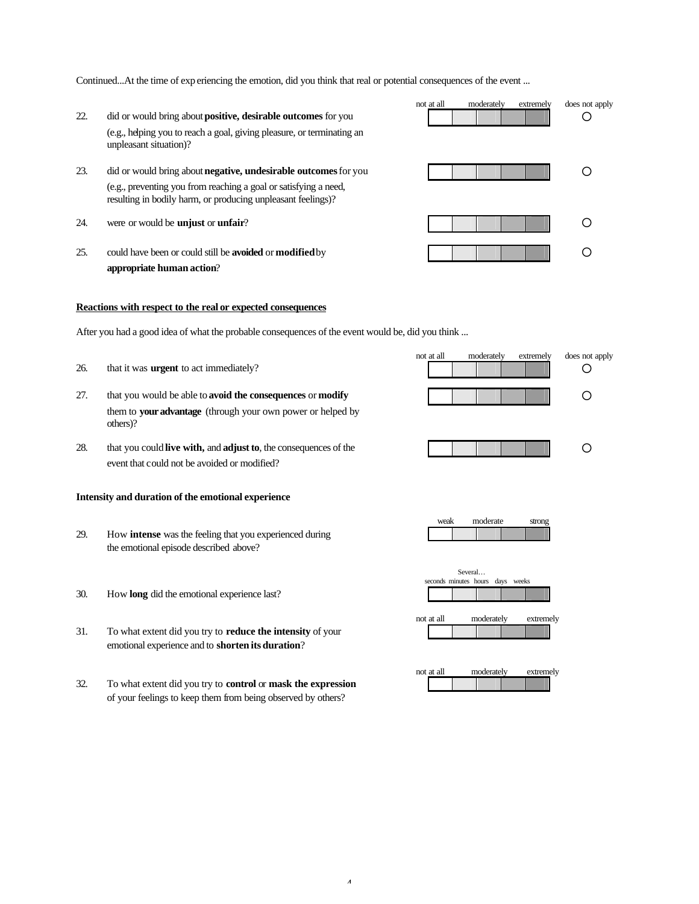Continued...At the time of experiencing the emotion, did you think that real or potential consequences of the event ...

| | | not at all | | moderately | | extremely | does not apply |
|---|---|---|---|---|---|---|---|
| 22. | did or would bring about **positive, desirable outcomes** for you (e.g., helping you to reach a goal, giving pleasure, or terminating an unpleasant situation)? | | | | | | ○ |
| 23. | did or would bring about **negative, undesirable outcomes** for you (e.g., preventing you from reaching a goal or satisfying a need, resulting in bodily harm, or producing unpleasant feelings)? | | | | | | ○ |
| 24. | were or would be **unjust** or **unfair**? | | | | | | ○ |
| 25. | could have been or could still be **avoided** or **modified** by **appropriate human action**? | | | | | | ○ |

**Reactions with respect to the real or expected consequences**

After you had a good idea of what the probable consequences of the event would be, did you think ...

| | | not at all | | moderately | | extremely | does not apply |
|---|---|---|---|---|---|---|---|
| 26. | that it was **urgent** to act immediately? | | | | | | ○ |
| 27. | that you would be able to **avoid the consequences** or **modify** them to **your advantage** (through your own power or helped by others)? | | | | | | ○ |
| 28. | that you could **live with,** and **adjust to**, the consequences of the event that could not be avoided or modified? | | | | | | ○ |

**Intensity and duration of the emotional experience**

| | | weak | | moderate | | strong |
|---|---|---|---|---|---|---|
| 29. | How **intense** was the feeling that you experienced during the emotional episode described above? | | | | | |

| | | Several… seconds | minutes | hours | days | weeks |
|---|---|---|---|---|---|---|
| 30. | How **long** did the emotional experience last? | | | | | |

| | | not at all | | moderately | | extremely |
|---|---|---|---|---|---|---|
| 31. | To what extent did you try to **reduce the intensity** of your emotional experience and to **shorten its duration**? | | | | | |

| | | not at all | | moderately | | extremely |
|---|---|---|---|---|---|---|
| 32. | To what extent did you try to **control** or **mask the expression** of your feelings to keep them from being observed by others? | | | | | |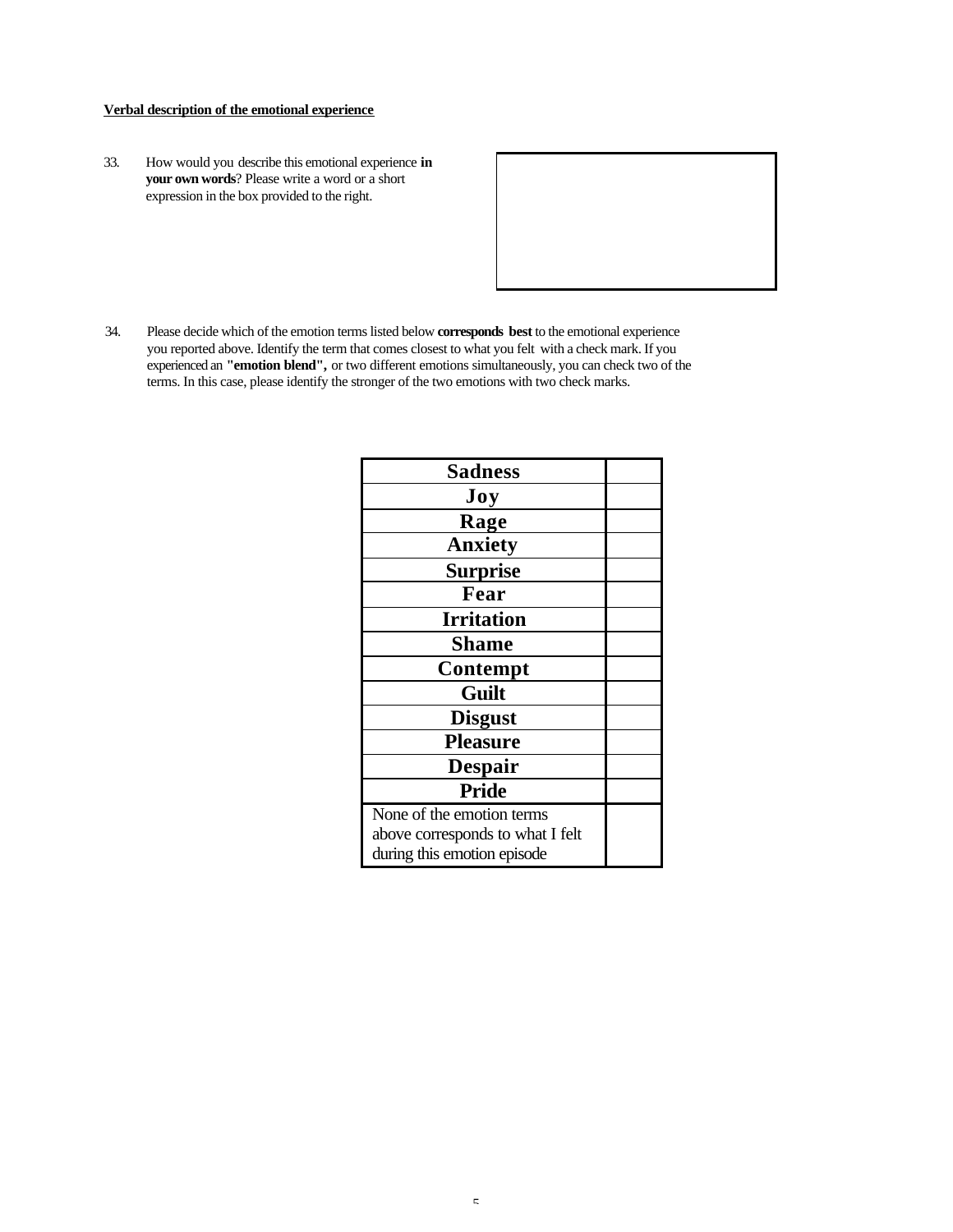**Verbal description of the emotional experience**

33. How would you describe this emotional experience **in your own words**? Please write a word or a short expression in the box provided to the right.

| |
|---|
| |

34. Please decide which of the emotion terms listed below **corresponds best** to the emotional experience you reported above. Identify the term that comes closest to what you felt with a check mark. If you experienced an **"emotion blend",** or two different emotions simultaneously, you can check two of the terms. In this case, please identify the stronger of the two emotions with two check marks.

| | |
|---|---|
| **Sadness** | |
| **Joy** | |
| **Rage** | |
| **Anxiety** | |
| **Surprise** | |
| **Fear** | |
| **Irritation** | |
| **Shame** | |
| **Contempt** | |
| **Guilt** | |
| **Disgust** | |
| **Pleasure** | |
| **Despair** | |
| **Pride** | |
| None of the emotion terms above corresponds to what I felt during this emotion episode | |